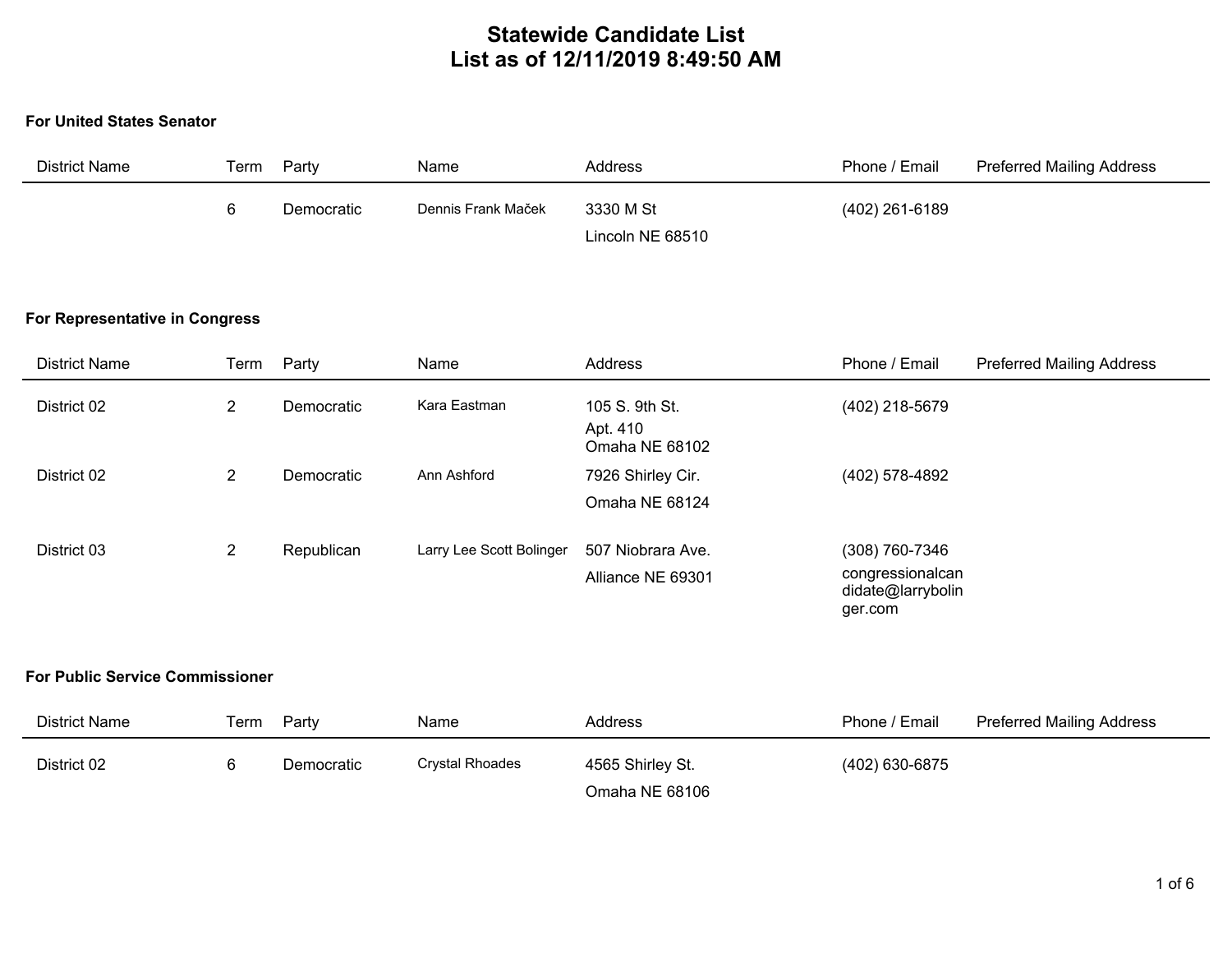# Statewide Candidate List
## List as of 12/11/2019 8:49:50 AM

### For United States Senator

| District Name | Term | Party | Name | Address | Phone / Email | Preferred Mailing Address |
|---|---|---|---|---|---|---|
| | 6 | Democratic | Dennis Frank Maček | 3330 M St<br>Lincoln NE 68510 | (402) 261-6189 | |

### For Representative in Congress

| District Name | Term | Party | Name | Address | Phone / Email | Preferred Mailing Address |
|---|---|---|---|---|---|---|
| District 02 | 2 | Democratic | Kara Eastman | 105 S. 9th St.<br>Apt. 410<br>Omaha NE 68102 | (402) 218-5679 | |
| District 02 | 2 | Democratic | Ann Ashford | 7926 Shirley Cir.<br>Omaha NE 68124 | (402) 578-4892 | |
| District 03 | 2 | Republican | Larry Lee Scott Bolinger | 507 Niobrara Ave.<br>Alliance NE 69301 | (308) 760-7346<br>congressionalcandidate@larrybolinger.com | |

### For Public Service Commissioner

| District Name | Term | Party | Name | Address | Phone / Email | Preferred Mailing Address |
|---|---|---|---|---|---|---|
| District 02 | 6 | Democratic | Crystal Rhoades | 4565 Shirley St.<br>Omaha NE 68106 | (402) 630-6875 | |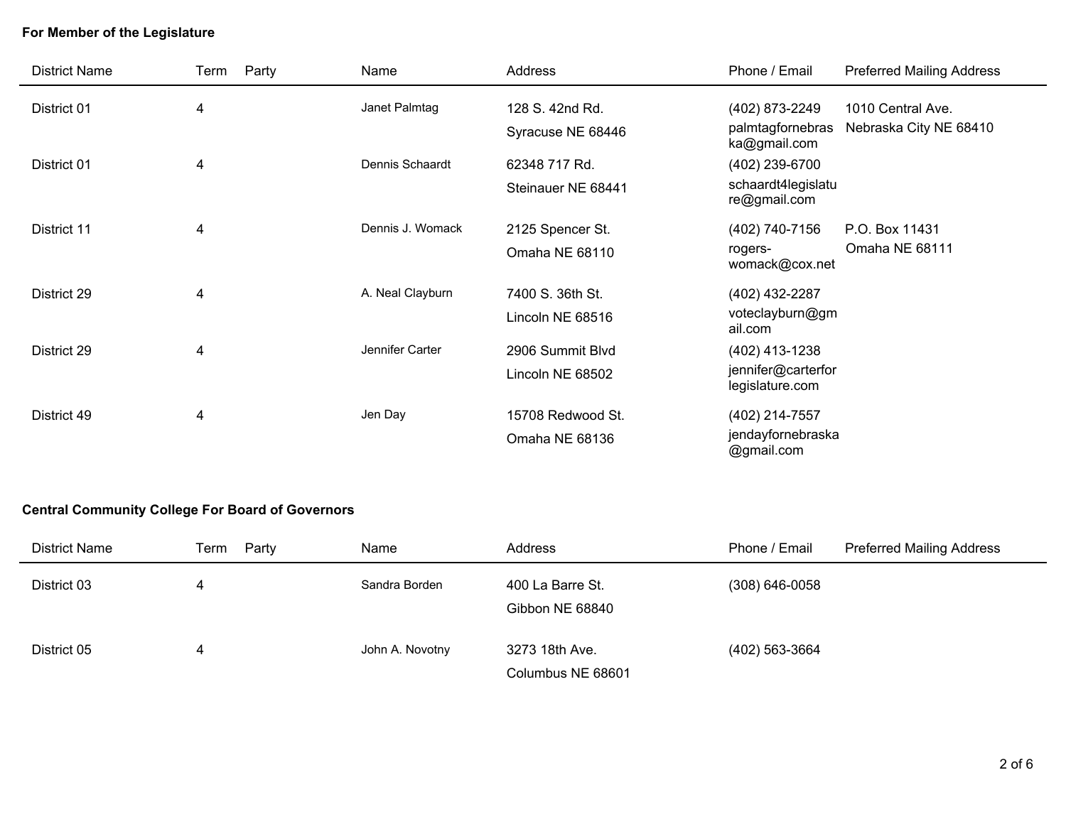**For Member of the Legislature**

| District Name | Term | Party | Name | Address | Phone / Email | Preferred Mailing Address |
| --- | --- | --- | --- | --- | --- | --- |
| District 01 | 4 | | Janet Palmtag | 128 S. 42nd Rd.<br>Syracuse NE 68446 | (402) 873-2249<br>palmtagfornebraska@gmail.com | 1010 Central Ave.<br>Nebraska City NE 68410 |
| District 01 | 4 | | Dennis Schaardt | 62348 717 Rd.<br>Steinauer NE 68441 | (402) 239-6700<br>schaardt4legislature@gmail.com | |
| District 11 | 4 | | Dennis J. Womack | 2125 Spencer St.<br>Omaha NE 68110 | (402) 740-7156<br>rogers-womack@cox.net | P.O. Box 11431<br>Omaha NE 68111 |
| District 29 | 4 | | A. Neal Clayburn | 7400 S. 36th St.<br>Lincoln NE 68516 | (402) 432-2287<br>voteclayburn@gmail.com | |
| District 29 | 4 | | Jennifer Carter | 2906 Summit Blvd<br>Lincoln NE 68502 | (402) 413-1238<br>jennifer@carterforlegislature.com | |
| District 49 | 4 | | Jen Day | 15708 Redwood St.<br>Omaha NE 68136 | (402) 214-7557<br>jendayfornebraska@gmail.com | |

**Central Community College For Board of Governors**

| District Name | Term | Party | Name | Address | Phone / Email | Preferred Mailing Address |
| --- | --- | --- | --- | --- | --- | --- |
| District 03 | 4 | | Sandra Borden | 400 La Barre St.<br>Gibbon NE 68840 | (308) 646-0058 | |
| District 05 | 4 | | John A. Novotny | 3273 18th Ave.<br>Columbus NE 68601 | (402) 563-3664 | |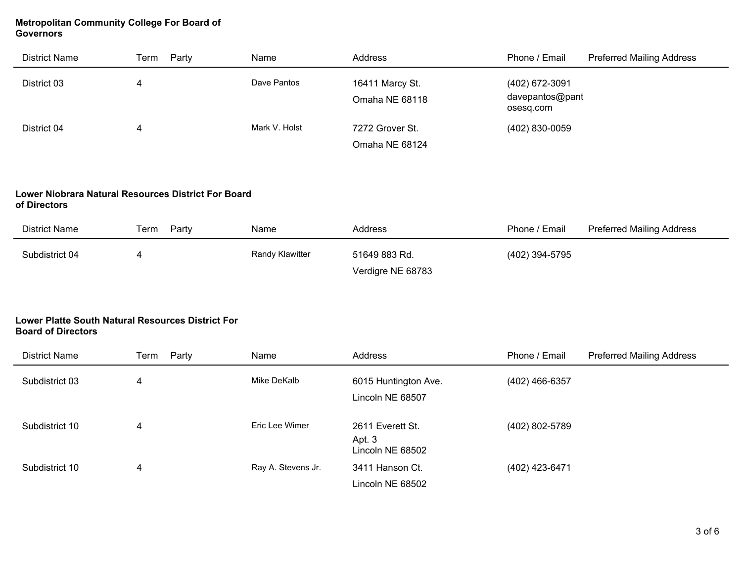**Metropolitan Community College For Board of Governors**

| District Name | Term | Party | Name | Address | Phone / Email | Preferred Mailing Address |
|---|---|---|---|---|---|---|
| District 03 | 4 | | Dave Pantos | 16411 Marcy St.<br>Omaha NE 68118 | (402) 672-3091<br>davepantos@pantosesq.com | |
| District 04 | 4 | | Mark V. Holst | 7272 Grover St.<br>Omaha NE 68124 | (402) 830-0059 | |

**Lower Niobrara Natural Resources District For Board of Directors**

| District Name | Term | Party | Name | Address | Phone / Email | Preferred Mailing Address |
|---|---|---|---|---|---|---|
| Subdistrict 04 | 4 | | Randy Klawitter | 51649 883 Rd.<br>Verdigre NE 68783 | (402) 394-5795 | |

**Lower Platte South Natural Resources District For Board of Directors**

| District Name | Term | Party | Name | Address | Phone / Email | Preferred Mailing Address |
|---|---|---|---|---|---|---|
| Subdistrict 03 | 4 | | Mike DeKalb | 6015 Huntington Ave.<br>Lincoln NE 68507 | (402) 466-6357 | |
| Subdistrict 10 | 4 | | Eric Lee Wimer | 2611 Everett St.<br>Apt. 3<br>Lincoln NE 68502 | (402) 802-5789 | |
| Subdistrict 10 | 4 | | Ray A. Stevens Jr. | 3411 Hanson Ct.<br>Lincoln NE 68502 | (402) 423-6471 | |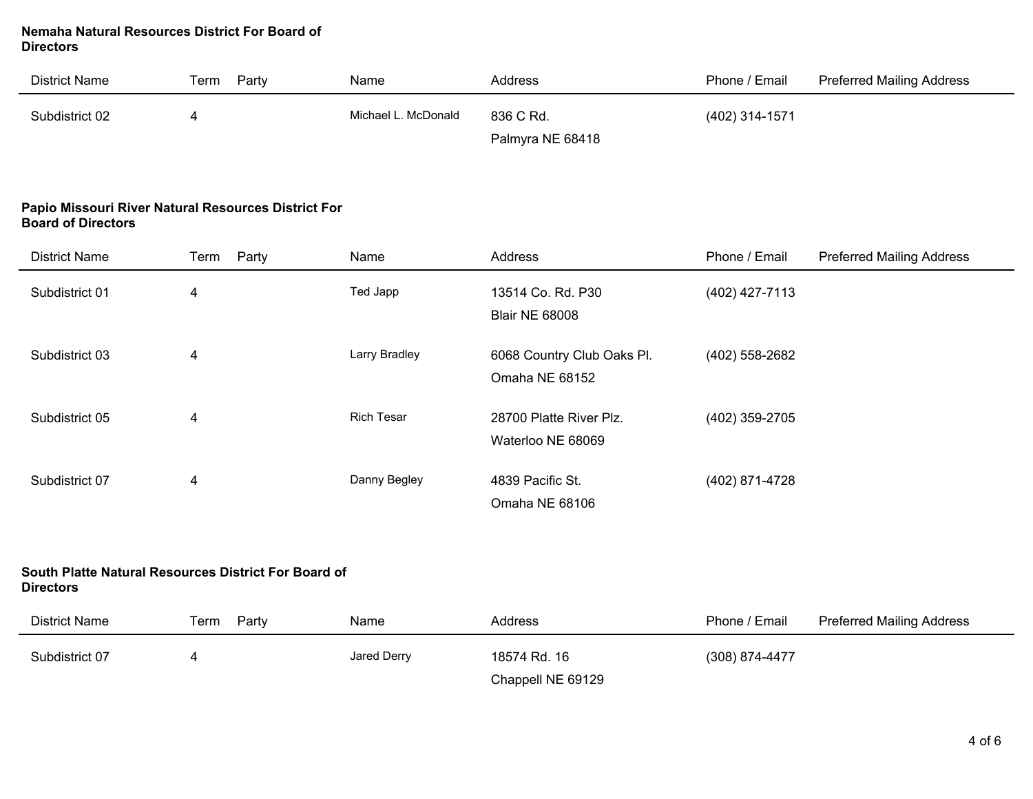**Nemaha Natural Resources District For Board of Directors**

| District Name | Term | Party | Name | Address | Phone / Email | Preferred Mailing Address |
|---|---|---|---|---|---|---|
| Subdistrict 02 | 4 | | Michael L. McDonald | 836 C Rd.<br>Palmyra NE 68418 | (402) 314-1571 | |

**Papio Missouri River Natural Resources District For Board of Directors**

| District Name | Term | Party | Name | Address | Phone / Email | Preferred Mailing Address |
|---|---|---|---|---|---|---|
| Subdistrict 01 | 4 | | Ted Japp | 13514 Co. Rd. P30<br>Blair NE 68008 | (402) 427-7113 | |
| Subdistrict 03 | 4 | | Larry Bradley | 6068 Country Club Oaks Pl.<br>Omaha NE 68152 | (402) 558-2682 | |
| Subdistrict 05 | 4 | | Rich Tesar | 28700 Platte River Plz.<br>Waterloo NE 68069 | (402) 359-2705 | |
| Subdistrict 07 | 4 | | Danny Begley | 4839 Pacific St.<br>Omaha NE 68106 | (402) 871-4728 | |

**South Platte Natural Resources District For Board of Directors**

| District Name | Term | Party | Name | Address | Phone / Email | Preferred Mailing Address |
|---|---|---|---|---|---|---|
| Subdistrict 07 | 4 | | Jared Derry | 18574 Rd. 16<br>Chappell NE 69129 | (308) 874-4477 | |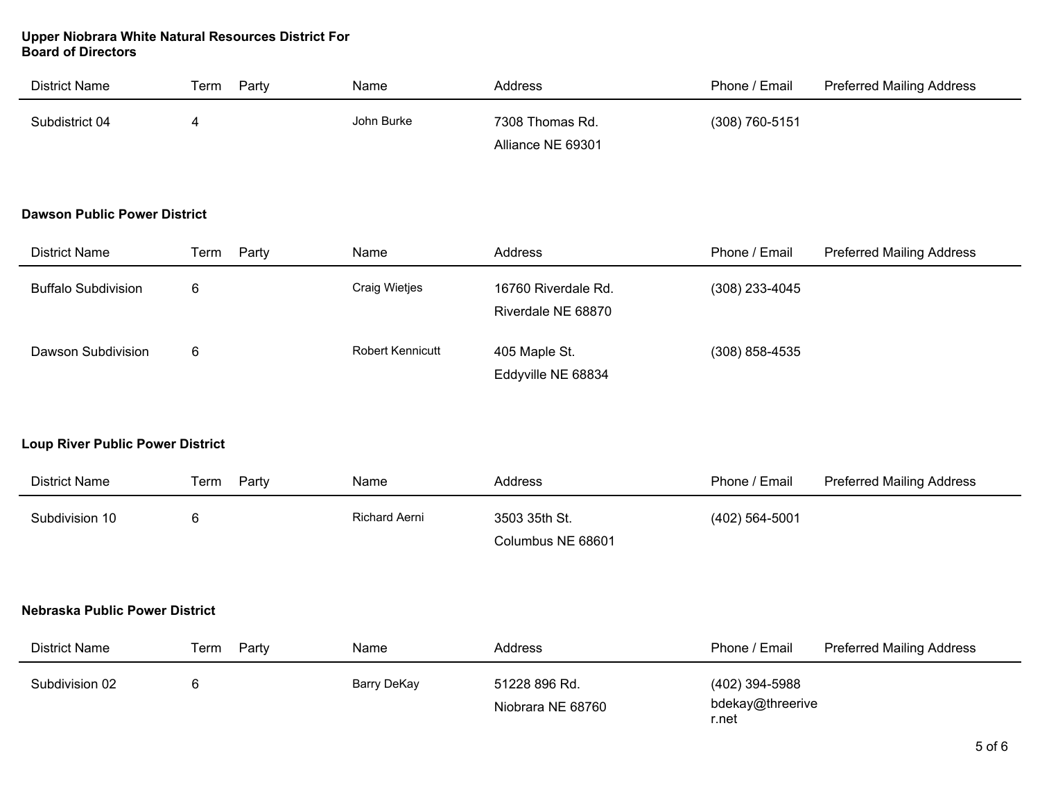**Upper Niobrara White Natural Resources District For Board of Directors**

| District Name | Term | Party | Name | Address | Phone / Email | Preferred Mailing Address |
|---|---|---|---|---|---|---|
| Subdistrict 04 | 4 | | John Burke | 7308 Thomas Rd. Alliance NE 69301 | (308) 760-5151 | |

**Dawson Public Power District**

| District Name | Term | Party | Name | Address | Phone / Email | Preferred Mailing Address |
|---|---|---|---|---|---|---|
| Buffalo Subdivision | 6 | | Craig Wietjes | 16760 Riverdale Rd. Riverdale NE 68870 | (308) 233-4045 | |
| Dawson Subdivision | 6 | | Robert Kennicutt | 405 Maple St. Eddyville NE 68834 | (308) 858-4535 | |

**Loup River Public Power District**

| District Name | Term | Party | Name | Address | Phone / Email | Preferred Mailing Address |
|---|---|---|---|---|---|---|
| Subdivision 10 | 6 | | Richard Aerni | 3503 35th St. Columbus NE 68601 | (402) 564-5001 | |

**Nebraska Public Power District**

| District Name | Term | Party | Name | Address | Phone / Email | Preferred Mailing Address |
|---|---|---|---|---|---|---|
| Subdivision 02 | 6 | | Barry DeKay | 51228 896 Rd. Niobrara NE 68760 | (402) 394-5988 bdekay@threeriver.net | |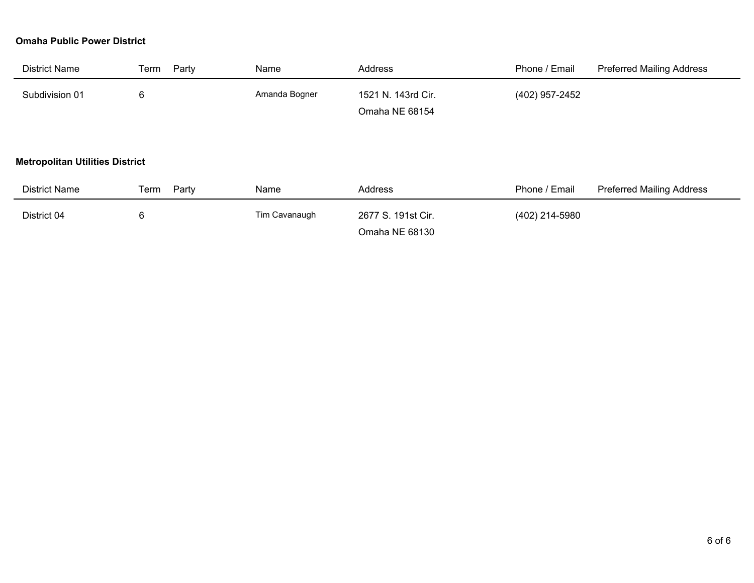**Omaha Public Power District**

| District Name | Term | Party | Name | Address | Phone / Email | Preferred Mailing Address |
|---|---|---|---|---|---|---|
| Subdivision 01 | 6 | | Amanda Bogner | 1521 N. 143rd Cir. Omaha NE 68154 | (402) 957-2452 | |

**Metropolitan Utilities District**

| District Name | Term | Party | Name | Address | Phone / Email | Preferred Mailing Address |
|---|---|---|---|---|---|---|
| District 04 | 6 | | Tim Cavanaugh | 2677 S. 191st Cir. Omaha NE 68130 | (402) 214-5980 | |